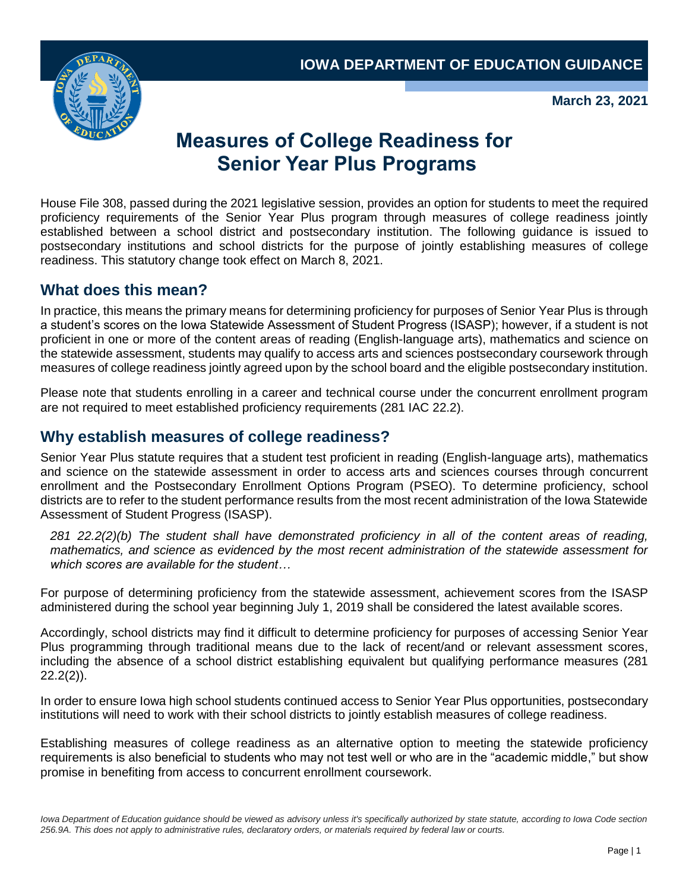IOWA DEPARTMENT OF EDUCATION GUIDANCE

March 23, 2021

# Measures of College Readiness for Senior Year Plus Programs

House File 308, passed during the 2021 legislative session, provides an option for students to meet the required proficiency requirements of the Senior Year Plus program through measures of college readiness jointly established between a school district and postsecondary institution. The following guidance is issued to postsecondary institutions and school districts for the purpose of jointly establishing measures of college readiness. This statutory change took effect on March 8, 2021.

## What does this mean?

In practice, this means the primary means for determining proficiency for purposes of Senior Year Plus is through a student's scores on the Iowa Statewide Assessment of Student Progress (ISASP); however, if a student is not proficient in one or more of the content areas of reading (English-language arts), mathematics and science on the statewide assessment, students may qualify to access arts and sciences postsecondary coursework through measures of college readiness jointly agreed upon by the school board and the eligible postsecondary institution.

Please note that students enrolling in a career and technical course under the concurrent enrollment program are not required to meet established proficiency requirements (281 IAC 22.2).

## Why establish measures of college readiness?

Senior Year Plus statute requires that a student test proficient in reading (English-language arts), mathematics and science on the statewide assessment in order to access arts and sciences courses through concurrent enrollment and the Postsecondary Enrollment Options Program (PSEO). To determine proficiency, school districts are to refer to the student performance results from the most recent administration of the Iowa Statewide Assessment of Student Progress (ISASP).

*281 22.2(2)(b) The student shall have demonstrated proficiency in all of the content areas of reading, mathematics, and science as evidenced by the most recent administration of the statewide assessment for which scores are available for the student…*

For purpose of determining proficiency from the statewide assessment, achievement scores from the ISASP administered during the school year beginning July 1, 2019 shall be considered the latest available scores.

Accordingly, school districts may find it difficult to determine proficiency for purposes of accessing Senior Year Plus programming through traditional means due to the lack of recent/and or relevant assessment scores, including the absence of a school district establishing equivalent but qualifying performance measures (281 22.2(2)).

In order to ensure Iowa high school students continued access to Senior Year Plus opportunities, postsecondary institutions will need to work with their school districts to jointly establish measures of college readiness.

Establishing measures of college readiness as an alternative option to meeting the statewide proficiency requirements is also beneficial to students who may not test well or who are in the "academic middle," but show promise in benefiting from access to concurrent enrollment coursework.

*Iowa Department of Education guidance should be viewed as advisory unless it's specifically authorized by state statute, according to Iowa Code section 256.9A. This does not apply to administrative rules, declaratory orders, or materials required by federal law or courts.*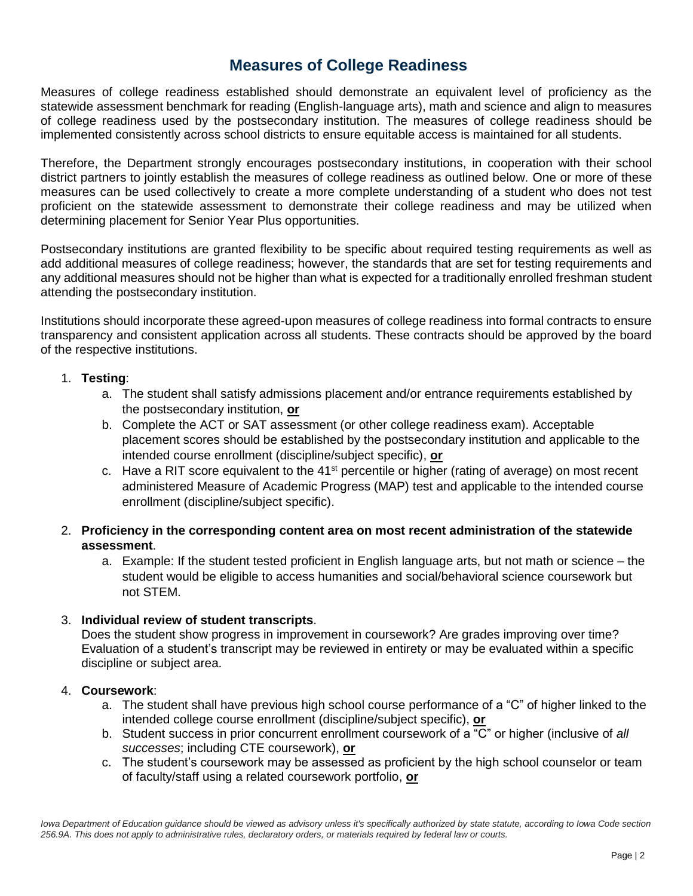# Measures of College Readiness

Measures of college readiness established should demonstrate an equivalent level of proficiency as the statewide assessment benchmark for reading (English-language arts), math and science and align to measures of college readiness used by the postsecondary institution. The measures of college readiness should be implemented consistently across school districts to ensure equitable access is maintained for all students.

Therefore, the Department strongly encourages postsecondary institutions, in cooperation with their school district partners to jointly establish the measures of college readiness as outlined below. One or more of these measures can be used collectively to create a more complete understanding of a student who does not test proficient on the statewide assessment to demonstrate their college readiness and may be utilized when determining placement for Senior Year Plus opportunities.

Postsecondary institutions are granted flexibility to be specific about required testing requirements as well as add additional measures of college readiness; however, the standards that are set for testing requirements and any additional measures should not be higher than what is expected for a traditionally enrolled freshman student attending the postsecondary institution.

Institutions should incorporate these agreed-upon measures of college readiness into formal contracts to ensure transparency and consistent application across all students. These contracts should be approved by the board of the respective institutions.

1. **Testing**:
   a. The student shall satisfy admissions placement and/or entrance requirements established by the postsecondary institution, **or**
   b. Complete the ACT or SAT assessment (or other college readiness exam). Acceptable placement scores should be established by the postsecondary institution and applicable to the intended course enrollment (discipline/subject specific), **or**
   c. Have a RIT score equivalent to the 41st percentile or higher (rating of average) on most recent administered Measure of Academic Progress (MAP) test and applicable to the intended course enrollment (discipline/subject specific).

2. **Proficiency in the corresponding content area on most recent administration of the statewide assessment**.
   a. Example: If the student tested proficient in English language arts, but not math or science – the student would be eligible to access humanities and social/behavioral science coursework but not STEM.

3. **Individual review of student transcripts**.
   Does the student show progress in improvement in coursework? Are grades improving over time? Evaluation of a student's transcript may be reviewed in entirety or may be evaluated within a specific discipline or subject area.

4. **Coursework**:
   a. The student shall have previous high school course performance of a "C" of higher linked to the intended college course enrollment (discipline/subject specific), **or**
   b. Student success in prior concurrent enrollment coursework of a "C" or higher (inclusive of *all successes*; including CTE coursework), **or**
   c. The student's coursework may be assessed as proficient by the high school counselor or team of faculty/staff using a related coursework portfolio, **or**

*Iowa Department of Education guidance should be viewed as advisory unless it's specifically authorized by state statute, according to Iowa Code section 256.9A. This does not apply to administrative rules, declaratory orders, or materials required by federal law or courts.*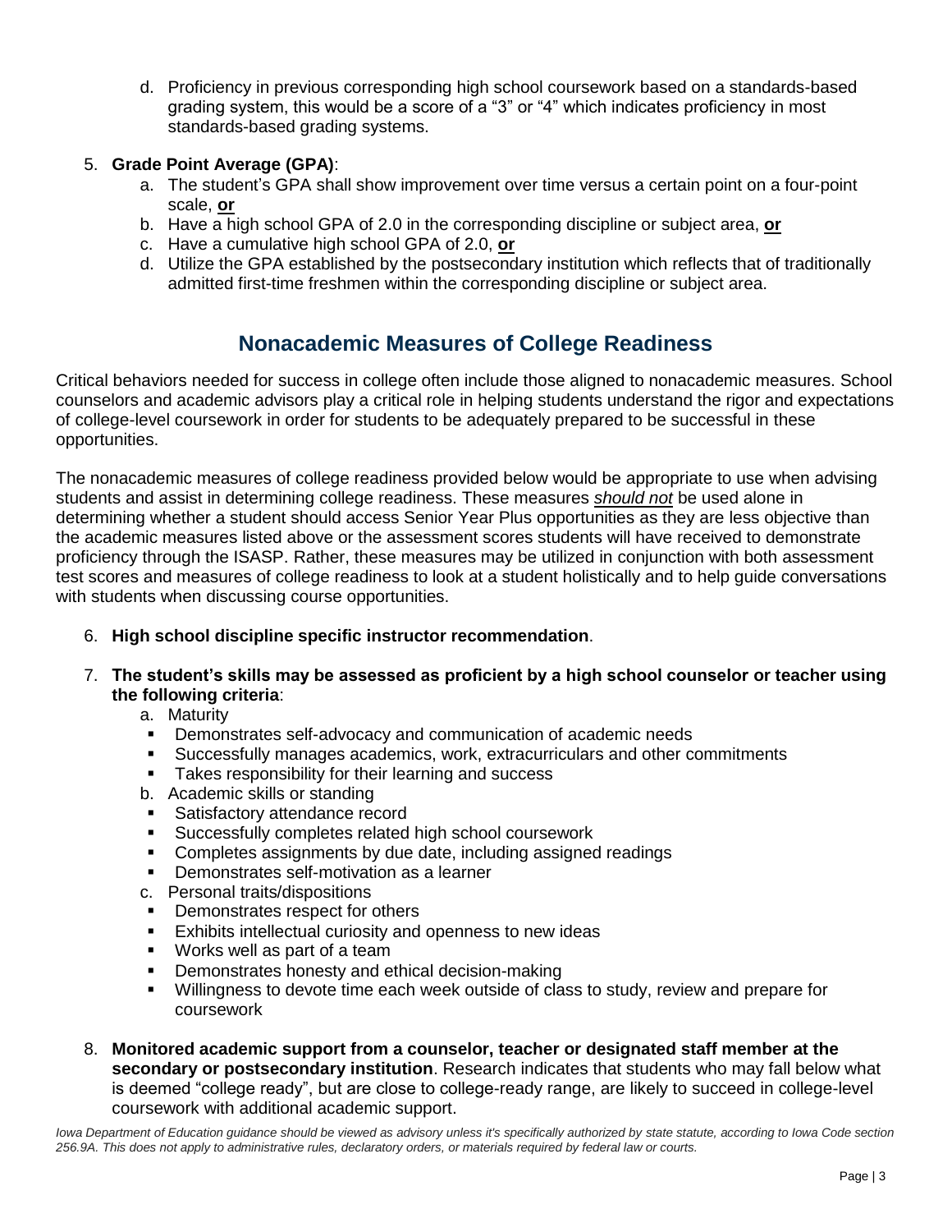d. Proficiency in previous corresponding high school coursework based on a standards-based grading system, this would be a score of a "3" or "4" which indicates proficiency in most standards-based grading systems.

5. **Grade Point Average (GPA)**:
   a. The student's GPA shall show improvement over time versus a certain point on a four-point scale, **or**
   b. Have a high school GPA of 2.0 in the corresponding discipline or subject area, **or**
   c. Have a cumulative high school GPA of 2.0, **or**
   d. Utilize the GPA established by the postsecondary institution which reflects that of traditionally admitted first-time freshmen within the corresponding discipline or subject area.

## Nonacademic Measures of College Readiness

Critical behaviors needed for success in college often include those aligned to nonacademic measures. School counselors and academic advisors play a critical role in helping students understand the rigor and expectations of college-level coursework in order for students to be adequately prepared to be successful in these opportunities.

The nonacademic measures of college readiness provided below would be appropriate to use when advising students and assist in determining college readiness. These measures ***should not*** be used alone in determining whether a student should access Senior Year Plus opportunities as they are less objective than the academic measures listed above or the assessment scores students will have received to demonstrate proficiency through the ISASP. Rather, these measures may be utilized in conjunction with both assessment test scores and measures of college readiness to look at a student holistically and to help guide conversations with students when discussing course opportunities.

6. **High school discipline specific instructor recommendation**.

7. **The student's skills may be assessed as proficient by a high school counselor or teacher using the following criteria**:
   a. Maturity
   - Demonstrates self-advocacy and communication of academic needs
   - Successfully manages academics, work, extracurriculars and other commitments
   - Takes responsibility for their learning and success

   b. Academic skills or standing
   - Satisfactory attendance record
   - Successfully completes related high school coursework
   - Completes assignments by due date, including assigned readings
   - Demonstrates self-motivation as a learner

   c. Personal traits/dispositions
   - Demonstrates respect for others
   - Exhibits intellectual curiosity and openness to new ideas
   - Works well as part of a team
   - Demonstrates honesty and ethical decision-making
   - Willingness to devote time each week outside of class to study, review and prepare for coursework

8. **Monitored academic support from a counselor, teacher or designated staff member at the secondary or postsecondary institution**. Research indicates that students who may fall below what is deemed "college ready", but are close to college-ready range, are likely to succeed in college-level coursework with additional academic support.

*Iowa Department of Education guidance should be viewed as advisory unless it's specifically authorized by state statute, according to Iowa Code section 256.9A. This does not apply to administrative rules, declaratory orders, or materials required by federal law or courts.*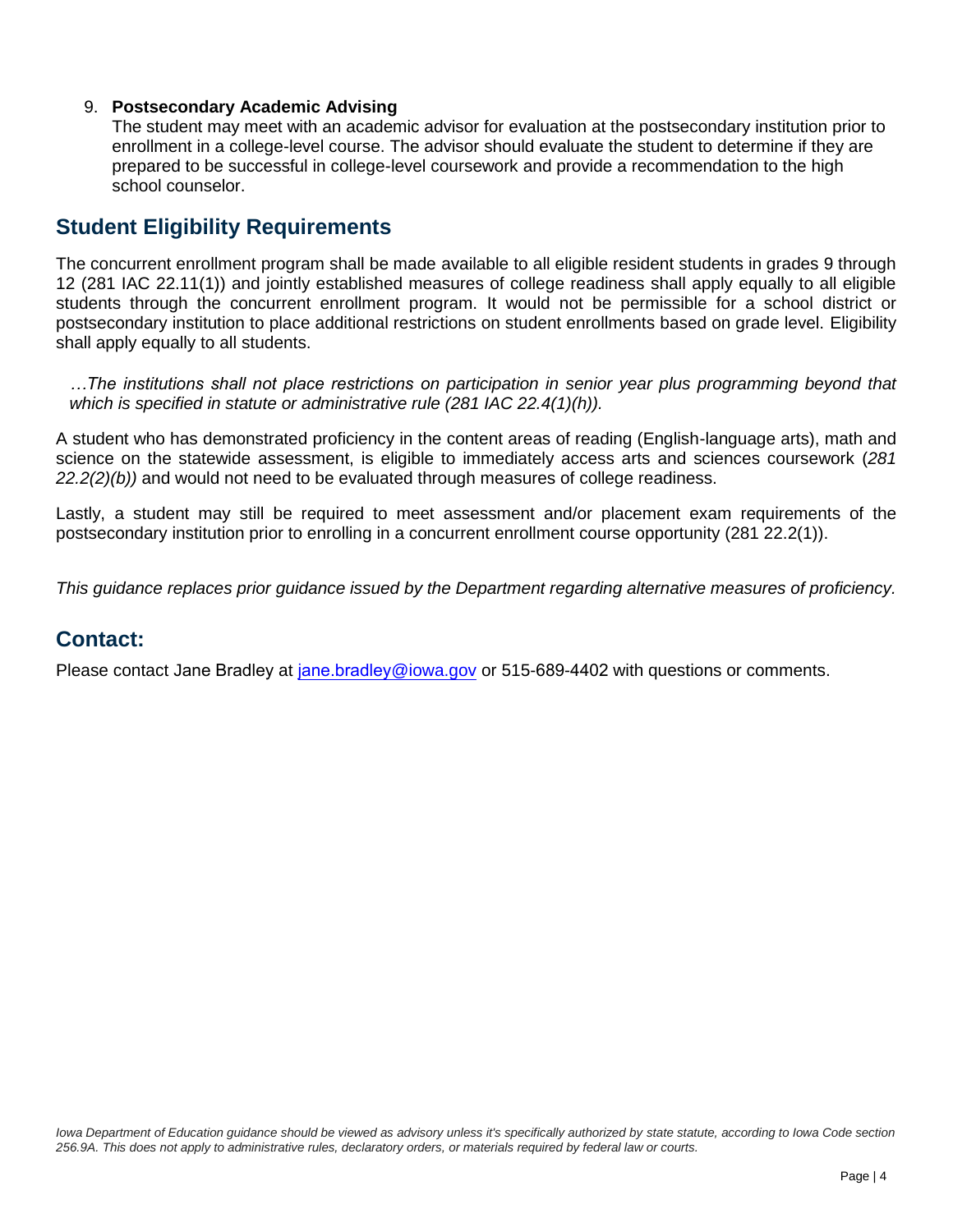9. **Postsecondary Academic Advising**
   The student may meet with an academic advisor for evaluation at the postsecondary institution prior to enrollment in a college-level course. The advisor should evaluate the student to determine if they are prepared to be successful in college-level coursework and provide a recommendation to the high school counselor.

## Student Eligibility Requirements

The concurrent enrollment program shall be made available to all eligible resident students in grades 9 through 12 (281 IAC 22.11(1)) and jointly established measures of college readiness shall apply equally to all eligible students through the concurrent enrollment program. It would not be permissible for a school district or postsecondary institution to place additional restrictions on student enrollments based on grade level. Eligibility shall apply equally to all students.

> *…The institutions shall not place restrictions on participation in senior year plus programming beyond that which is specified in statute or administrative rule (281 IAC 22.4(1)(h)).*

A student who has demonstrated proficiency in the content areas of reading (English-language arts), math and science on the statewide assessment, is eligible to immediately access arts and sciences coursework (*281 22.2(2)(b))* and would not need to be evaluated through measures of college readiness.

Lastly, a student may still be required to meet assessment and/or placement exam requirements of the postsecondary institution prior to enrolling in a concurrent enrollment course opportunity (281 22.2(1)).

*This guidance replaces prior guidance issued by the Department regarding alternative measures of proficiency.*

## Contact:

Please contact Jane Bradley at [jane.bradley@iowa.gov](mailto:jane.bradley@iowa.gov) or 515-689-4402 with questions or comments.

*Iowa Department of Education guidance should be viewed as advisory unless it's specifically authorized by state statute, according to Iowa Code section 256.9A. This does not apply to administrative rules, declaratory orders, or materials required by federal law or courts.*